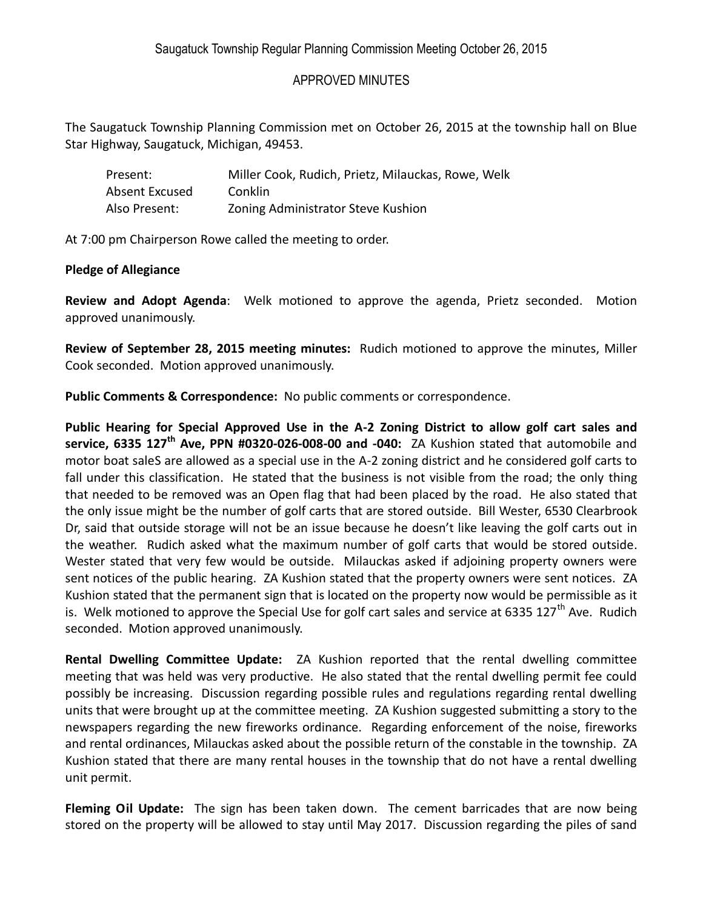Saugatuck Township Regular Planning Commission Meeting October 26, 2015

APPROVED MINUTES

The Saugatuck Township Planning Commission met on October 26, 2015 at the township hall on Blue Star Highway, Saugatuck, Michigan, 49453.

| | |
|---|---|
| Present: | Miller Cook, Rudich, Prietz, Milauckas, Rowe, Welk |
| Absent Excused | Conklin |
| Also Present: | Zoning Administrator Steve Kushion |

At 7:00 pm Chairperson Rowe called the meeting to order.

**Pledge of Allegiance**

**Review and Adopt Agenda**: Welk motioned to approve the agenda, Prietz seconded. Motion approved unanimously.

**Review of September 28, 2015 meeting minutes:** Rudich motioned to approve the minutes, Miller Cook seconded. Motion approved unanimously.

**Public Comments & Correspondence:** No public comments or correspondence.

**Public Hearing for Special Approved Use in the A-2 Zoning District to allow golf cart sales and service, 6335 127th Ave, PPN #0320-026-008-00 and -040:** ZA Kushion stated that automobile and motor boat saleS are allowed as a special use in the A-2 zoning district and he considered golf carts to fall under this classification. He stated that the business is not visible from the road; the only thing that needed to be removed was an Open flag that had been placed by the road. He also stated that the only issue might be the number of golf carts that are stored outside. Bill Wester, 6530 Clearbrook Dr, said that outside storage will not be an issue because he doesn't like leaving the golf carts out in the weather. Rudich asked what the maximum number of golf carts that would be stored outside. Wester stated that very few would be outside. Milauckas asked if adjoining property owners were sent notices of the public hearing. ZA Kushion stated that the property owners were sent notices. ZA Kushion stated that the permanent sign that is located on the property now would be permissible as it is. Welk motioned to approve the Special Use for golf cart sales and service at 6335 127th Ave. Rudich seconded. Motion approved unanimously.

**Rental Dwelling Committee Update:** ZA Kushion reported that the rental dwelling committee meeting that was held was very productive. He also stated that the rental dwelling permit fee could possibly be increasing. Discussion regarding possible rules and regulations regarding rental dwelling units that were brought up at the committee meeting. ZA Kushion suggested submitting a story to the newspapers regarding the new fireworks ordinance. Regarding enforcement of the noise, fireworks and rental ordinances, Milauckas asked about the possible return of the constable in the township. ZA Kushion stated that there are many rental houses in the township that do not have a rental dwelling unit permit.

**Fleming Oil Update:** The sign has been taken down. The cement barricades that are now being stored on the property will be allowed to stay until May 2017. Discussion regarding the piles of sand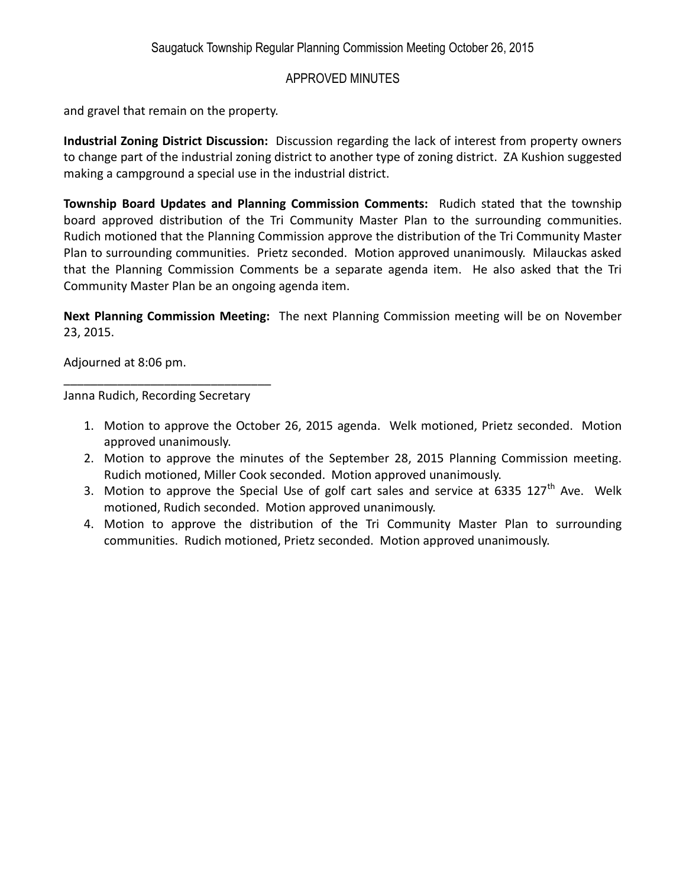and gravel that remain on the property.

**Industrial Zoning District Discussion:** Discussion regarding the lack of interest from property owners to change part of the industrial zoning district to another type of zoning district. ZA Kushion suggested making a campground a special use in the industrial district.

**Township Board Updates and Planning Commission Comments:** Rudich stated that the township board approved distribution of the Tri Community Master Plan to the surrounding communities. Rudich motioned that the Planning Commission approve the distribution of the Tri Community Master Plan to surrounding communities. Prietz seconded. Motion approved unanimously. Milauckas asked that the Planning Commission Comments be a separate agenda item. He also asked that the Tri Community Master Plan be an ongoing agenda item.

**Next Planning Commission Meeting:** The next Planning Commission meeting will be on November 23, 2015.

Adjourned at 8:06 pm.

\_\_\_\_\_\_\_\_\_\_\_\_\_\_\_\_\_\_\_\_\_\_\_\_\_\_\_\_\_\_\_\_

Janna Rudich, Recording Secretary

1. Motion to approve the October 26, 2015 agenda. Welk motioned, Prietz seconded. Motion approved unanimously.
2. Motion to approve the minutes of the September 28, 2015 Planning Commission meeting. Rudich motioned, Miller Cook seconded. Motion approved unanimously.
3. Motion to approve the Special Use of golf cart sales and service at 6335 127th Ave. Welk motioned, Rudich seconded. Motion approved unanimously.
4. Motion to approve the distribution of the Tri Community Master Plan to surrounding communities. Rudich motioned, Prietz seconded. Motion approved unanimously.